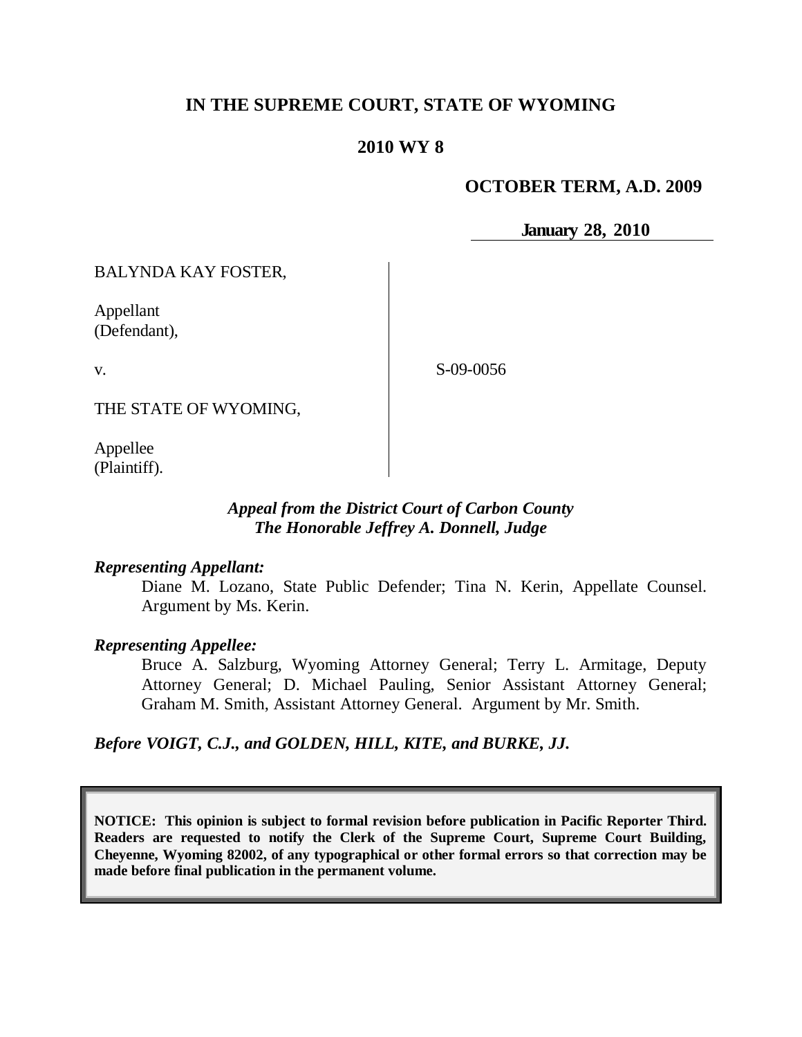# IN THE SUPREME COURT, STATE OF WYOMING

## 2010 WY 8

**OCTOBER TERM, A.D. 2009**

**January 28, 2010**

BALYNDA KAY FOSTER,

Appellant
(Defendant),

v.

S-09-0056

THE STATE OF WYOMING,

Appellee
(Plaintiff).

*Appeal from the District Court of Carbon County*
*The Honorable Jeffrey A. Donnell, Judge*

***Representing Appellant:***

Diane M. Lozano, State Public Defender; Tina N. Kerin, Appellate Counsel. Argument by Ms. Kerin.

***Representing Appellee:***

Bruce A. Salzburg, Wyoming Attorney General; Terry L. Armitage, Deputy Attorney General; D. Michael Pauling, Senior Assistant Attorney General; Graham M. Smith, Assistant Attorney General. Argument by Mr. Smith.

***Before VOIGT, C.J., and GOLDEN, HILL, KITE, and BURKE, JJ.***

**NOTICE: This opinion is subject to formal revision before publication in Pacific Reporter Third. Readers are requested to notify the Clerk of the Supreme Court, Supreme Court Building, Cheyenne, Wyoming 82002, of any typographical or other formal errors so that correction may be made before final publication in the permanent volume.**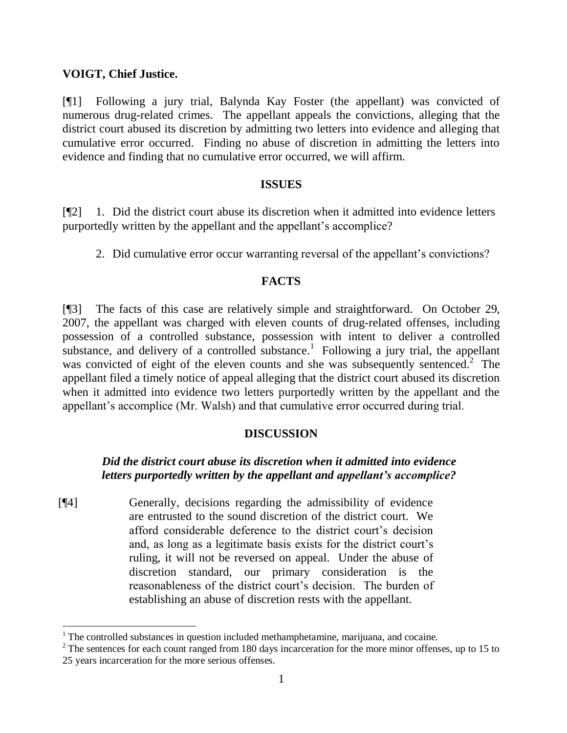**VOIGT, Chief Justice.**

[¶1] Following a jury trial, Balynda Kay Foster (the appellant) was convicted of numerous drug-related crimes. The appellant appeals the convictions, alleging that the district court abused its discretion by admitting two letters into evidence and alleging that cumulative error occurred. Finding no abuse of discretion in admitting the letters into evidence and finding that no cumulative error occurred, we will affirm.

## ISSUES

[¶2] 1. Did the district court abuse its discretion when it admitted into evidence letters purportedly written by the appellant and the appellant's accomplice?

2. Did cumulative error occur warranting reversal of the appellant's convictions?

## FACTS

[¶3] The facts of this case are relatively simple and straightforward. On October 29, 2007, the appellant was charged with eleven counts of drug-related offenses, including possession of a controlled substance, possession with intent to deliver a controlled substance, and delivery of a controlled substance.[1] Following a jury trial, the appellant was convicted of eight of the eleven counts and she was subsequently sentenced.[2] The appellant filed a timely notice of appeal alleging that the district court abused its discretion when it admitted into evidence two letters purportedly written by the appellant and the appellant's accomplice (Mr. Walsh) and that cumulative error occurred during trial.

## DISCUSSION

### *Did the district court abuse its discretion when it admitted into evidence letters purportedly written by the appellant and appellant's accomplice?*

[¶4]

> Generally, decisions regarding the admissibility of evidence are entrusted to the sound discretion of the district court. We afford considerable deference to the district court's decision and, as long as a legitimate basis exists for the district court's ruling, it will not be reversed on appeal. Under the abuse of discretion standard, our primary consideration is the reasonableness of the district court's decision. The burden of establishing an abuse of discretion rests with the appellant.

---

[1] The controlled substances in question included methamphetamine, marijuana, and cocaine.

[2] The sentences for each count ranged from 180 days incarceration for the more minor offenses, up to 15 to 25 years incarceration for the more serious offenses.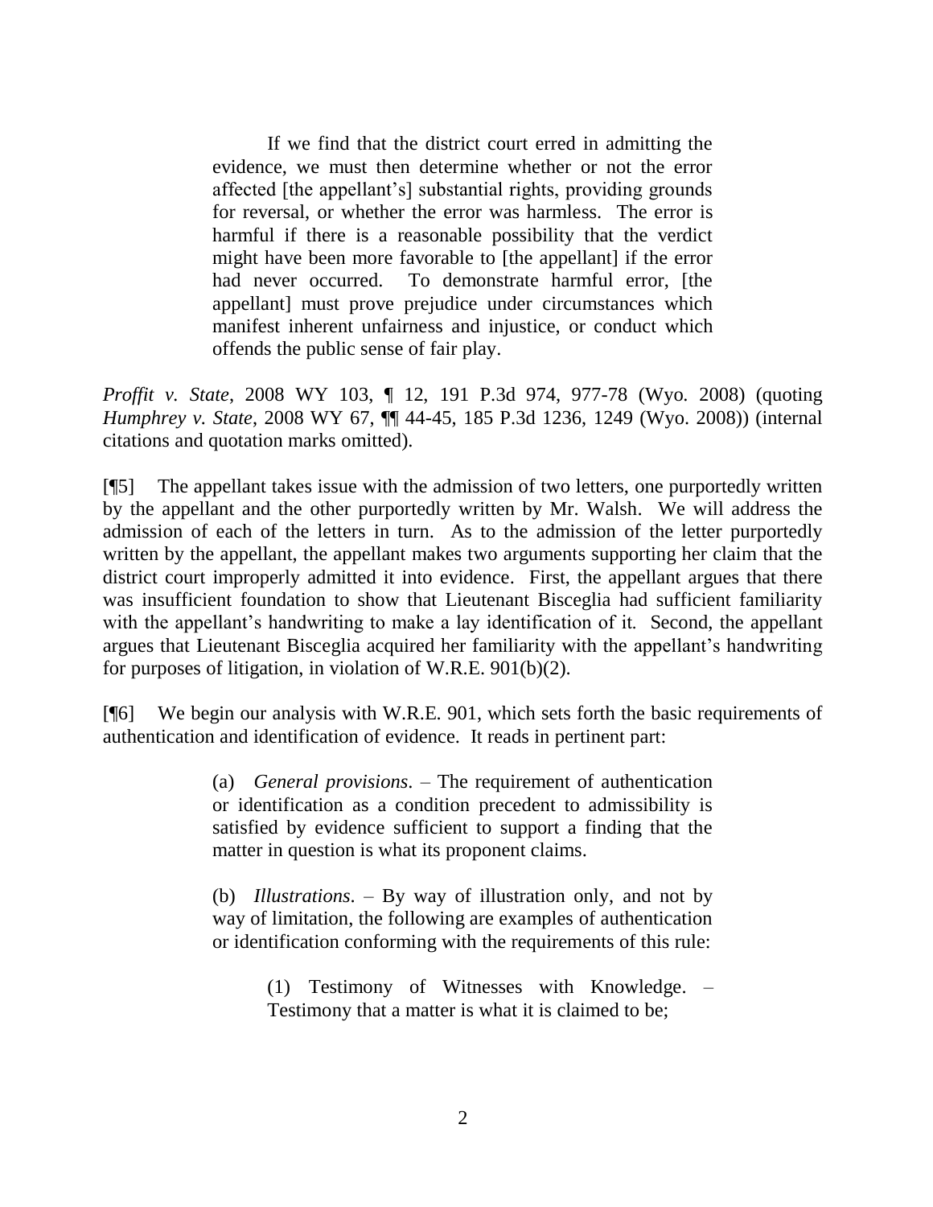> If we find that the district court erred in admitting the evidence, we must then determine whether or not the error affected [the appellant's] substantial rights, providing grounds for reversal, or whether the error was harmless. The error is harmful if there is a reasonable possibility that the verdict might have been more favorable to [the appellant] if the error had never occurred. To demonstrate harmful error, [the appellant] must prove prejudice under circumstances which manifest inherent unfairness and injustice, or conduct which offends the public sense of fair play.

*Proffit v. State*, 2008 WY 103, ¶ 12, 191 P.3d 974, 977-78 (Wyo. 2008) (quoting *Humphrey v. State*, 2008 WY 67, ¶¶ 44-45, 185 P.3d 1236, 1249 (Wyo. 2008)) (internal citations and quotation marks omitted).

[¶5] The appellant takes issue with the admission of two letters, one purportedly written by the appellant and the other purportedly written by Mr. Walsh. We will address the admission of each of the letters in turn. As to the admission of the letter purportedly written by the appellant, the appellant makes two arguments supporting her claim that the district court improperly admitted it into evidence. First, the appellant argues that there was insufficient foundation to show that Lieutenant Bisceglia had sufficient familiarity with the appellant's handwriting to make a lay identification of it. Second, the appellant argues that Lieutenant Bisceglia acquired her familiarity with the appellant's handwriting for purposes of litigation, in violation of W.R.E. 901(b)(2).

[¶6] We begin our analysis with W.R.E. 901, which sets forth the basic requirements of authentication and identification of evidence. It reads in pertinent part:

> (a) *General provisions*. – The requirement of authentication or identification as a condition precedent to admissibility is satisfied by evidence sufficient to support a finding that the matter in question is what its proponent claims.
>
> (b) *Illustrations*. – By way of illustration only, and not by way of limitation, the following are examples of authentication or identification conforming with the requirements of this rule:
>
> > (1) Testimony of Witnesses with Knowledge. – Testimony that a matter is what it is claimed to be;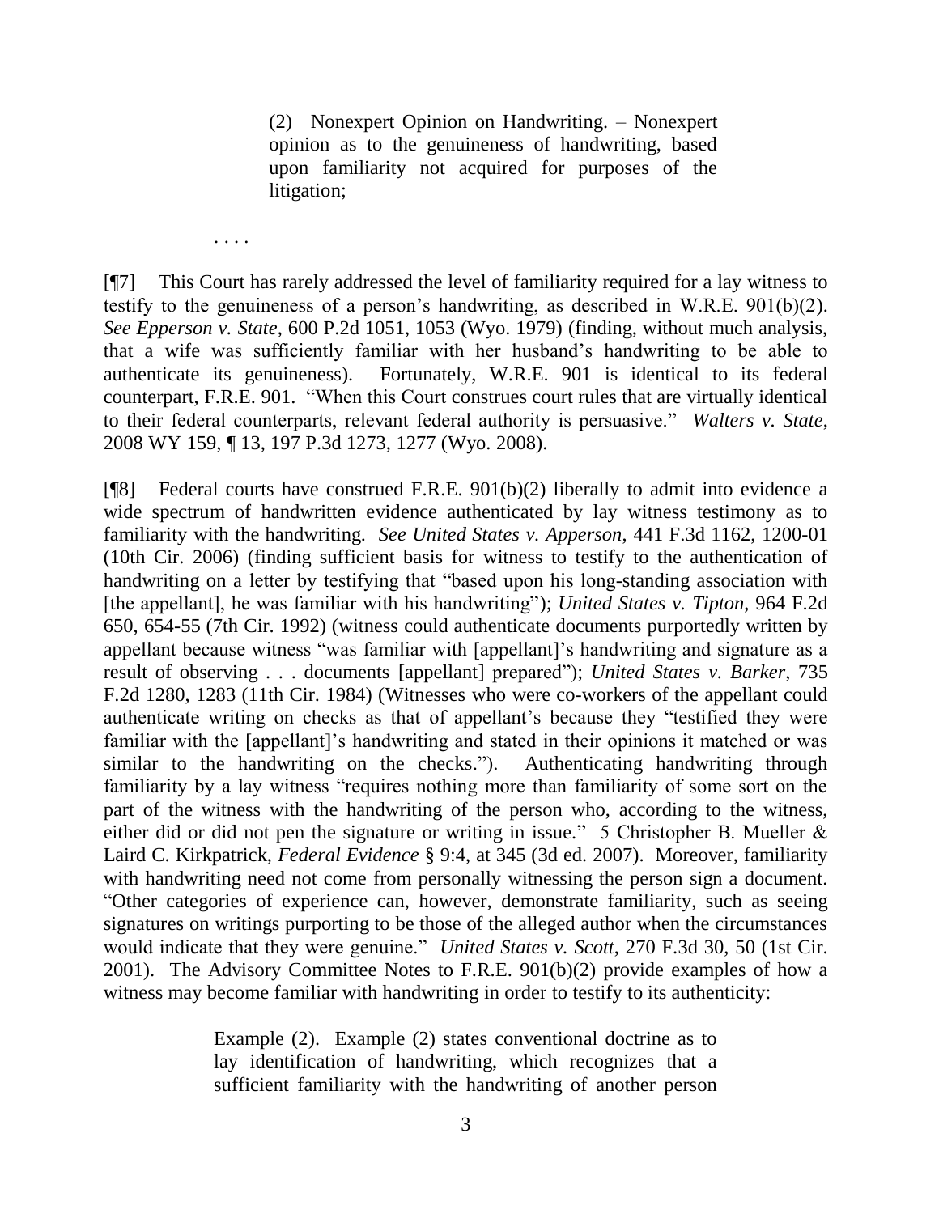> (2) Nonexpert Opinion on Handwriting. – Nonexpert opinion as to the genuineness of handwriting, based upon familiarity not acquired for purposes of the litigation;

. . . .

[¶7] This Court has rarely addressed the level of familiarity required for a lay witness to testify to the genuineness of a person's handwriting, as described in W.R.E. 901(b)(2). *See Epperson v. State*, 600 P.2d 1051, 1053 (Wyo. 1979) (finding, without much analysis, that a wife was sufficiently familiar with her husband's handwriting to be able to authenticate its genuineness). Fortunately, W.R.E. 901 is identical to its federal counterpart, F.R.E. 901. "When this Court construes court rules that are virtually identical to their federal counterparts, relevant federal authority is persuasive." *Walters v. State*, 2008 WY 159, ¶ 13, 197 P.3d 1273, 1277 (Wyo. 2008).

[¶8] Federal courts have construed F.R.E. 901(b)(2) liberally to admit into evidence a wide spectrum of handwritten evidence authenticated by lay witness testimony as to familiarity with the handwriting. *See United States v. Apperson*, 441 F.3d 1162, 1200-01 (10th Cir. 2006) (finding sufficient basis for witness to testify to the authentication of handwriting on a letter by testifying that "based upon his long-standing association with [the appellant], he was familiar with his handwriting"); *United States v. Tipton*, 964 F.2d 650, 654-55 (7th Cir. 1992) (witness could authenticate documents purportedly written by appellant because witness "was familiar with [appellant]'s handwriting and signature as a result of observing . . . documents [appellant] prepared"); *United States v. Barker*, 735 F.2d 1280, 1283 (11th Cir. 1984) (Witnesses who were co-workers of the appellant could authenticate writing on checks as that of appellant's because they "testified they were familiar with the [appellant]'s handwriting and stated in their opinions it matched or was similar to the handwriting on the checks."). Authenticating handwriting through familiarity by a lay witness "requires nothing more than familiarity of some sort on the part of the witness with the handwriting of the person who, according to the witness, either did or did not pen the signature or writing in issue." 5 Christopher B. Mueller & Laird C. Kirkpatrick, *Federal Evidence* § 9:4, at 345 (3d ed. 2007). Moreover, familiarity with handwriting need not come from personally witnessing the person sign a document. "Other categories of experience can, however, demonstrate familiarity, such as seeing signatures on writings purporting to be those of the alleged author when the circumstances would indicate that they were genuine." *United States v. Scott*, 270 F.3d 30, 50 (1st Cir. 2001). The Advisory Committee Notes to F.R.E. 901(b)(2) provide examples of how a witness may become familiar with handwriting in order to testify to its authenticity:

> Example (2). Example (2) states conventional doctrine as to lay identification of handwriting, which recognizes that a sufficient familiarity with the handwriting of another person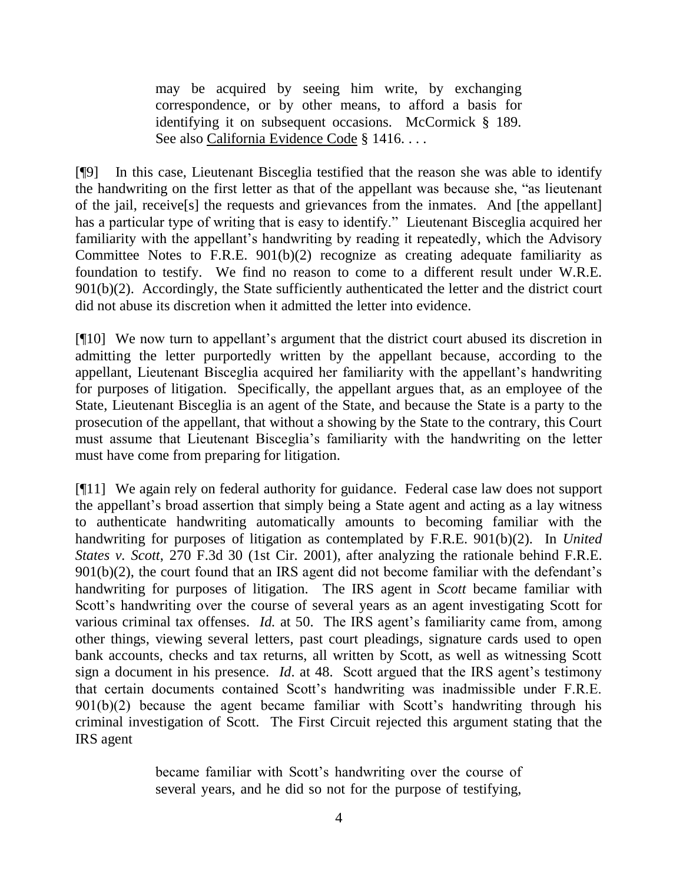> may be acquired by seeing him write, by exchanging correspondence, or by other means, to afford a basis for identifying it on subsequent occasions. McCormick § 189. See also California Evidence Code § 1416. . . .

[¶9] In this case, Lieutenant Bisceglia testified that the reason she was able to identify the handwriting on the first letter as that of the appellant was because she, "as lieutenant of the jail, receive[s] the requests and grievances from the inmates. And [the appellant] has a particular type of writing that is easy to identify." Lieutenant Bisceglia acquired her familiarity with the appellant's handwriting by reading it repeatedly, which the Advisory Committee Notes to F.R.E. 901(b)(2) recognize as creating adequate familiarity as foundation to testify. We find no reason to come to a different result under W.R.E. 901(b)(2). Accordingly, the State sufficiently authenticated the letter and the district court did not abuse its discretion when it admitted the letter into evidence.

[¶10] We now turn to appellant's argument that the district court abused its discretion in admitting the letter purportedly written by the appellant because, according to the appellant, Lieutenant Bisceglia acquired her familiarity with the appellant's handwriting for purposes of litigation. Specifically, the appellant argues that, as an employee of the State, Lieutenant Bisceglia is an agent of the State, and because the State is a party to the prosecution of the appellant, that without a showing by the State to the contrary, this Court must assume that Lieutenant Bisceglia's familiarity with the handwriting on the letter must have come from preparing for litigation.

[¶11] We again rely on federal authority for guidance. Federal case law does not support the appellant's broad assertion that simply being a State agent and acting as a lay witness to authenticate handwriting automatically amounts to becoming familiar with the handwriting for purposes of litigation as contemplated by F.R.E. 901(b)(2). In *United States v. Scott*, 270 F.3d 30 (1st Cir. 2001), after analyzing the rationale behind F.R.E. 901(b)(2), the court found that an IRS agent did not become familiar with the defendant's handwriting for purposes of litigation. The IRS agent in *Scott* became familiar with Scott's handwriting over the course of several years as an agent investigating Scott for various criminal tax offenses. *Id.* at 50. The IRS agent's familiarity came from, among other things, viewing several letters, past court pleadings, signature cards used to open bank accounts, checks and tax returns, all written by Scott, as well as witnessing Scott sign a document in his presence. *Id*. at 48. Scott argued that the IRS agent's testimony that certain documents contained Scott's handwriting was inadmissible under F.R.E. 901(b)(2) because the agent became familiar with Scott's handwriting through his criminal investigation of Scott. The First Circuit rejected this argument stating that the IRS agent

> became familiar with Scott's handwriting over the course of several years, and he did so not for the purpose of testifying,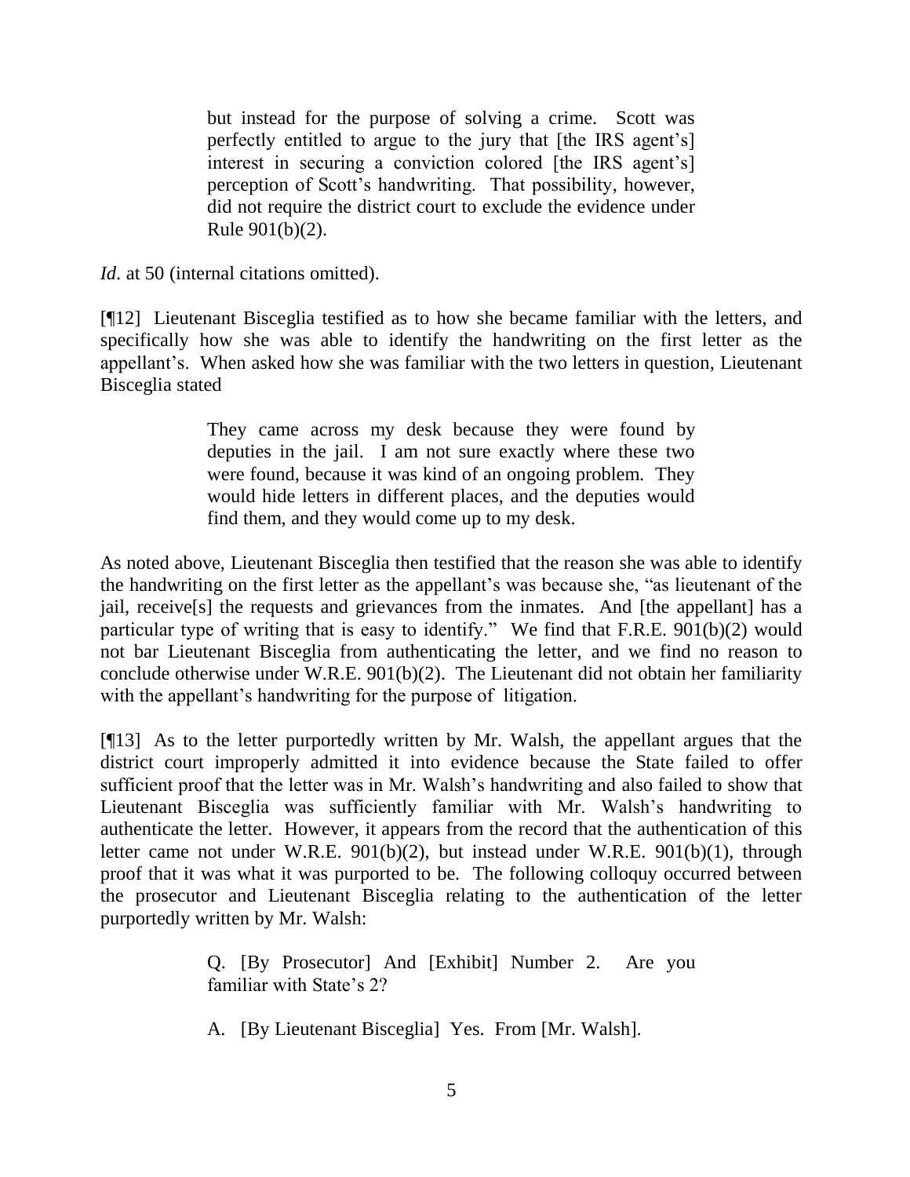> but instead for the purpose of solving a crime. Scott was perfectly entitled to argue to the jury that [the IRS agent's] interest in securing a conviction colored [the IRS agent's] perception of Scott's handwriting. That possibility, however, did not require the district court to exclude the evidence under Rule 901(b)(2).

*Id*. at 50 (internal citations omitted).

[¶12] Lieutenant Bisceglia testified as to how she became familiar with the letters, and specifically how she was able to identify the handwriting on the first letter as the appellant's. When asked how she was familiar with the two letters in question, Lieutenant Bisceglia stated

> They came across my desk because they were found by deputies in the jail. I am not sure exactly where these two were found, because it was kind of an ongoing problem. They would hide letters in different places, and the deputies would find them, and they would come up to my desk.

As noted above, Lieutenant Bisceglia then testified that the reason she was able to identify the handwriting on the first letter as the appellant's was because she, "as lieutenant of the jail, receive[s] the requests and grievances from the inmates. And [the appellant] has a particular type of writing that is easy to identify." We find that F.R.E. 901(b)(2) would not bar Lieutenant Bisceglia from authenticating the letter, and we find no reason to conclude otherwise under W.R.E. 901(b)(2). The Lieutenant did not obtain her familiarity with the appellant's handwriting for the purpose of litigation.

[¶13] As to the letter purportedly written by Mr. Walsh, the appellant argues that the district court improperly admitted it into evidence because the State failed to offer sufficient proof that the letter was in Mr. Walsh's handwriting and also failed to show that Lieutenant Bisceglia was sufficiently familiar with Mr. Walsh's handwriting to authenticate the letter. However, it appears from the record that the authentication of this letter came not under W.R.E. 901(b)(2), but instead under W.R.E. 901(b)(1), through proof that it was what it was purported to be. The following colloquy occurred between the prosecutor and Lieutenant Bisceglia relating to the authentication of the letter purportedly written by Mr. Walsh:

> Q. [By Prosecutor] And [Exhibit] Number 2. Are you familiar with State's 2?
>
> A. [By Lieutenant Bisceglia] Yes. From [Mr. Walsh].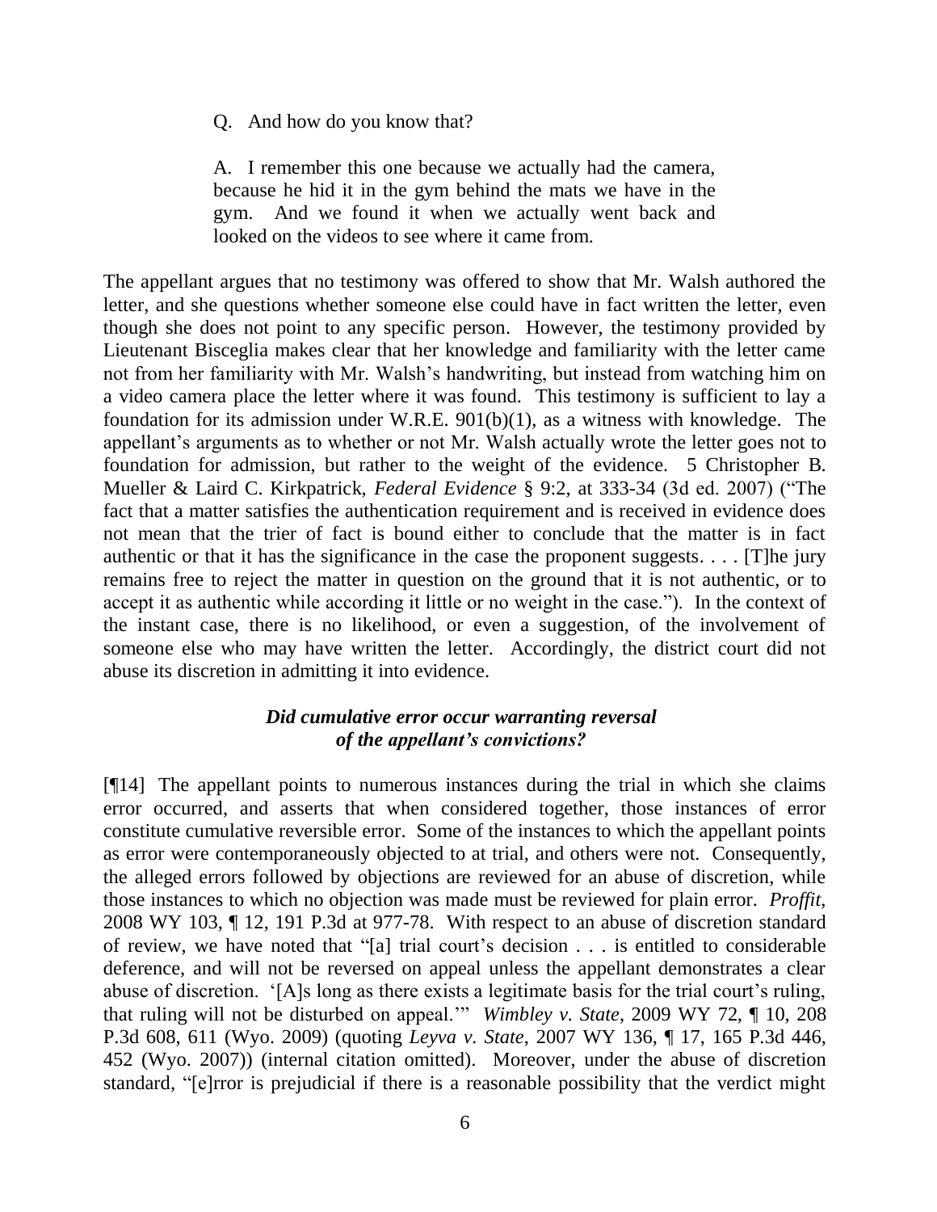> Q. And how do you know that?
>
> A. I remember this one because we actually had the camera, because he hid it in the gym behind the mats we have in the gym. And we found it when we actually went back and looked on the videos to see where it came from.

The appellant argues that no testimony was offered to show that Mr. Walsh authored the letter, and she questions whether someone else could have in fact written the letter, even though she does not point to any specific person. However, the testimony provided by Lieutenant Bisceglia makes clear that her knowledge and familiarity with the letter came not from her familiarity with Mr. Walsh's handwriting, but instead from watching him on a video camera place the letter where it was found. This testimony is sufficient to lay a foundation for its admission under W.R.E. 901(b)(1), as a witness with knowledge. The appellant's arguments as to whether or not Mr. Walsh actually wrote the letter goes not to foundation for admission, but rather to the weight of the evidence. 5 Christopher B. Mueller & Laird C. Kirkpatrick, *Federal Evidence* § 9:2, at 333-34 (3d ed. 2007) ("The fact that a matter satisfies the authentication requirement and is received in evidence does not mean that the trier of fact is bound either to conclude that the matter is in fact authentic or that it has the significance in the case the proponent suggests. . . . [T]he jury remains free to reject the matter in question on the ground that it is not authentic, or to accept it as authentic while according it little or no weight in the case."). In the context of the instant case, there is no likelihood, or even a suggestion, of the involvement of someone else who may have written the letter. Accordingly, the district court did not abuse its discretion in admitting it into evidence.

### *Did cumulative error occur warranting reversal of the appellant's convictions?*

[¶14] The appellant points to numerous instances during the trial in which she claims error occurred, and asserts that when considered together, those instances of error constitute cumulative reversible error. Some of the instances to which the appellant points as error were contemporaneously objected to at trial, and others were not. Consequently, the alleged errors followed by objections are reviewed for an abuse of discretion, while those instances to which no objection was made must be reviewed for plain error. *Proffit*, 2008 WY 103, ¶ 12, 191 P.3d at 977-78. With respect to an abuse of discretion standard of review, we have noted that "[a] trial court's decision . . . is entitled to considerable deference, and will not be reversed on appeal unless the appellant demonstrates a clear abuse of discretion. '[A]s long as there exists a legitimate basis for the trial court's ruling, that ruling will not be disturbed on appeal.'" *Wimbley v. State*, 2009 WY 72, ¶ 10, 208 P.3d 608, 611 (Wyo. 2009) (quoting *Leyva v. State*, 2007 WY 136, ¶ 17, 165 P.3d 446, 452 (Wyo. 2007)) (internal citation omitted). Moreover, under the abuse of discretion standard, "[e]rror is prejudicial if there is a reasonable possibility that the verdict might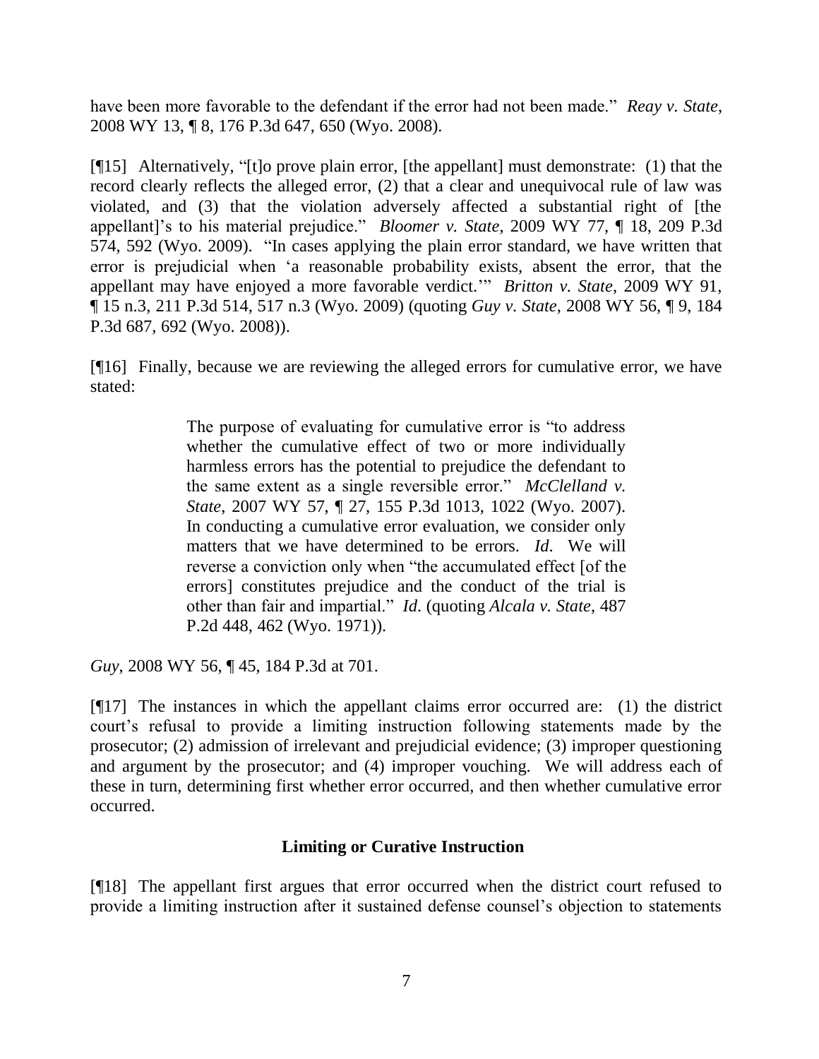have been more favorable to the defendant if the error had not been made." *Reay v. State*, 2008 WY 13, ¶ 8, 176 P.3d 647, 650 (Wyo. 2008).

[¶15] Alternatively, "[t]o prove plain error, [the appellant] must demonstrate: (1) that the record clearly reflects the alleged error, (2) that a clear and unequivocal rule of law was violated, and (3) that the violation adversely affected a substantial right of [the appellant]'s to his material prejudice." *Bloomer v. State*, 2009 WY 77, ¶ 18, 209 P.3d 574, 592 (Wyo. 2009). "In cases applying the plain error standard, we have written that error is prejudicial when 'a reasonable probability exists, absent the error, that the appellant may have enjoyed a more favorable verdict.'" *Britton v. State*, 2009 WY 91, ¶ 15 n.3, 211 P.3d 514, 517 n.3 (Wyo. 2009) (quoting *Guy v. State*, 2008 WY 56, ¶ 9, 184 P.3d 687, 692 (Wyo. 2008)).

[¶16] Finally, because we are reviewing the alleged errors for cumulative error, we have stated:

> The purpose of evaluating for cumulative error is "to address whether the cumulative effect of two or more individually harmless errors has the potential to prejudice the defendant to the same extent as a single reversible error." *McClelland v. State*, 2007 WY 57, ¶ 27, 155 P.3d 1013, 1022 (Wyo. 2007). In conducting a cumulative error evaluation, we consider only matters that we have determined to be errors. *Id*. We will reverse a conviction only when "the accumulated effect [of the errors] constitutes prejudice and the conduct of the trial is other than fair and impartial." *Id*. (quoting *Alcala v. State*, 487 P.2d 448, 462 (Wyo. 1971)).

*Guy*, 2008 WY 56, ¶ 45, 184 P.3d at 701.

[¶17] The instances in which the appellant claims error occurred are: (1) the district court's refusal to provide a limiting instruction following statements made by the prosecutor; (2) admission of irrelevant and prejudicial evidence; (3) improper questioning and argument by the prosecutor; and (4) improper vouching. We will address each of these in turn, determining first whether error occurred, and then whether cumulative error occurred.

## Limiting or Curative Instruction

[¶18] The appellant first argues that error occurred when the district court refused to provide a limiting instruction after it sustained defense counsel's objection to statements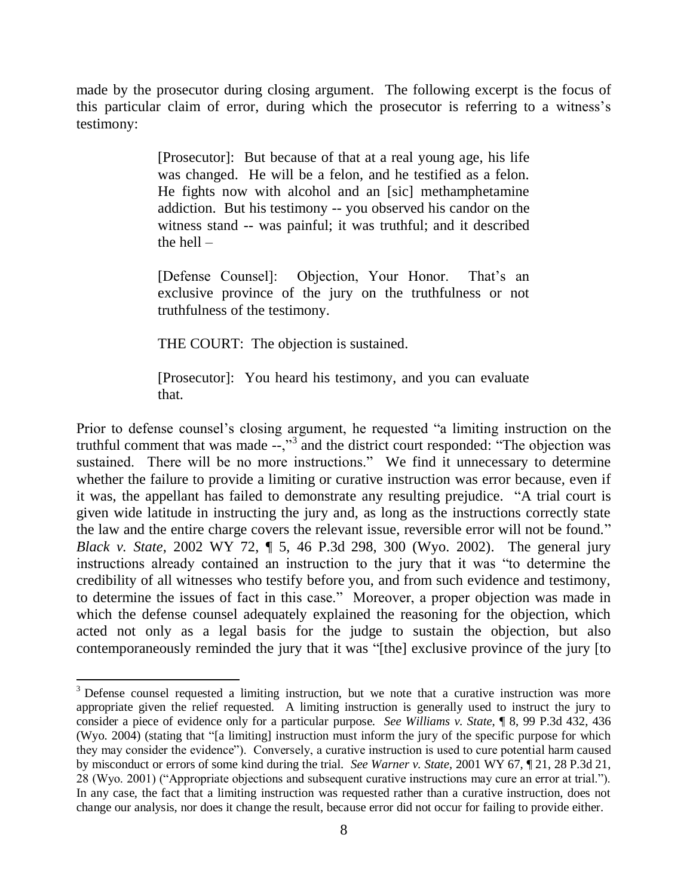made by the prosecutor during closing argument. The following excerpt is the focus of this particular claim of error, during which the prosecutor is referring to a witness's testimony:

> [Prosecutor]: But because of that at a real young age, his life was changed. He will be a felon, and he testified as a felon. He fights now with alcohol and an [sic] methamphetamine addiction. But his testimony -- you observed his candor on the witness stand -- was painful; it was truthful; and it described the hell –
>
> [Defense Counsel]: Objection, Your Honor. That's an exclusive province of the jury on the truthfulness or not truthfulness of the testimony.
>
> THE COURT: The objection is sustained.
>
> [Prosecutor]: You heard his testimony, and you can evaluate that.

Prior to defense counsel's closing argument, he requested "a limiting instruction on the truthful comment that was made --,"[3] and the district court responded: "The objection was sustained. There will be no more instructions." We find it unnecessary to determine whether the failure to provide a limiting or curative instruction was error because, even if it was, the appellant has failed to demonstrate any resulting prejudice. "A trial court is given wide latitude in instructing the jury and, as long as the instructions correctly state the law and the entire charge covers the relevant issue, reversible error will not be found." *Black v. State*, 2002 WY 72, ¶ 5, 46 P.3d 298, 300 (Wyo. 2002). The general jury instructions already contained an instruction to the jury that it was "to determine the credibility of all witnesses who testify before you, and from such evidence and testimony, to determine the issues of fact in this case." Moreover, a proper objection was made in which the defense counsel adequately explained the reasoning for the objection, which acted not only as a legal basis for the judge to sustain the objection, but also contemporaneously reminded the jury that it was "[the] exclusive province of the jury [to

---

[3] Defense counsel requested a limiting instruction, but we note that a curative instruction was more appropriate given the relief requested. A limiting instruction is generally used to instruct the jury to consider a piece of evidence only for a particular purpose. *See Williams v. State*, ¶ 8, 99 P.3d 432, 436 (Wyo. 2004) (stating that "[a limiting] instruction must inform the jury of the specific purpose for which they may consider the evidence"). Conversely, a curative instruction is used to cure potential harm caused by misconduct or errors of some kind during the trial. *See Warner v. State*, 2001 WY 67, ¶ 21, 28 P.3d 21, 28 (Wyo. 2001) ("Appropriate objections and subsequent curative instructions may cure an error at trial."). In any case, the fact that a limiting instruction was requested rather than a curative instruction, does not change our analysis, nor does it change the result, because error did not occur for failing to provide either.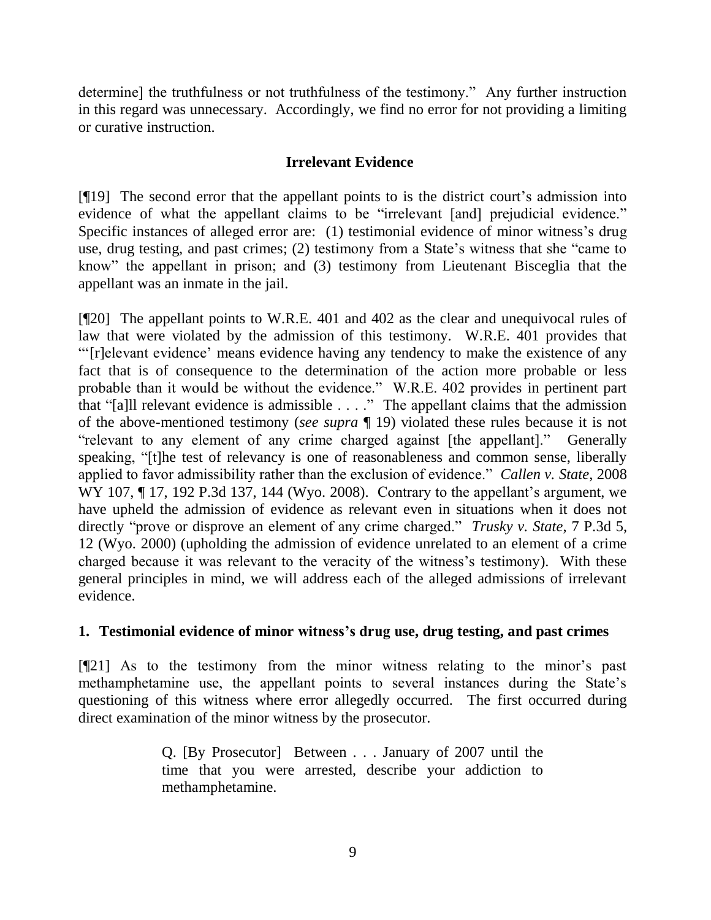determine] the truthfulness or not truthfulness of the testimony." Any further instruction in this regard was unnecessary. Accordingly, we find no error for not providing a limiting or curative instruction.

## Irrelevant Evidence

[¶19] The second error that the appellant points to is the district court's admission into evidence of what the appellant claims to be "irrelevant [and] prejudicial evidence." Specific instances of alleged error are: (1) testimonial evidence of minor witness's drug use, drug testing, and past crimes; (2) testimony from a State's witness that she "came to know" the appellant in prison; and (3) testimony from Lieutenant Bisceglia that the appellant was an inmate in the jail.

[¶20] The appellant points to W.R.E. 401 and 402 as the clear and unequivocal rules of law that were violated by the admission of this testimony. W.R.E. 401 provides that "'[r]elevant evidence' means evidence having any tendency to make the existence of any fact that is of consequence to the determination of the action more probable or less probable than it would be without the evidence." W.R.E. 402 provides in pertinent part that "[a]ll relevant evidence is admissible . . . ." The appellant claims that the admission of the above-mentioned testimony (*see supra* ¶ 19) violated these rules because it is not "relevant to any element of any crime charged against [the appellant]." Generally speaking, "[t]he test of relevancy is one of reasonableness and common sense, liberally applied to favor admissibility rather than the exclusion of evidence." *Callen v. State*, 2008 WY 107, ¶ 17, 192 P.3d 137, 144 (Wyo. 2008). Contrary to the appellant's argument, we have upheld the admission of evidence as relevant even in situations when it does not directly "prove or disprove an element of any crime charged." *Trusky v. State*, 7 P.3d 5, 12 (Wyo. 2000) (upholding the admission of evidence unrelated to an element of a crime charged because it was relevant to the veracity of the witness's testimony). With these general principles in mind, we will address each of the alleged admissions of irrelevant evidence.

### 1. Testimonial evidence of minor witness's drug use, drug testing, and past crimes

[¶21] As to the testimony from the minor witness relating to the minor's past methamphetamine use, the appellant points to several instances during the State's questioning of this witness where error allegedly occurred. The first occurred during direct examination of the minor witness by the prosecutor.

> Q. [By Prosecutor] Between . . . January of 2007 until the time that you were arrested, describe your addiction to methamphetamine.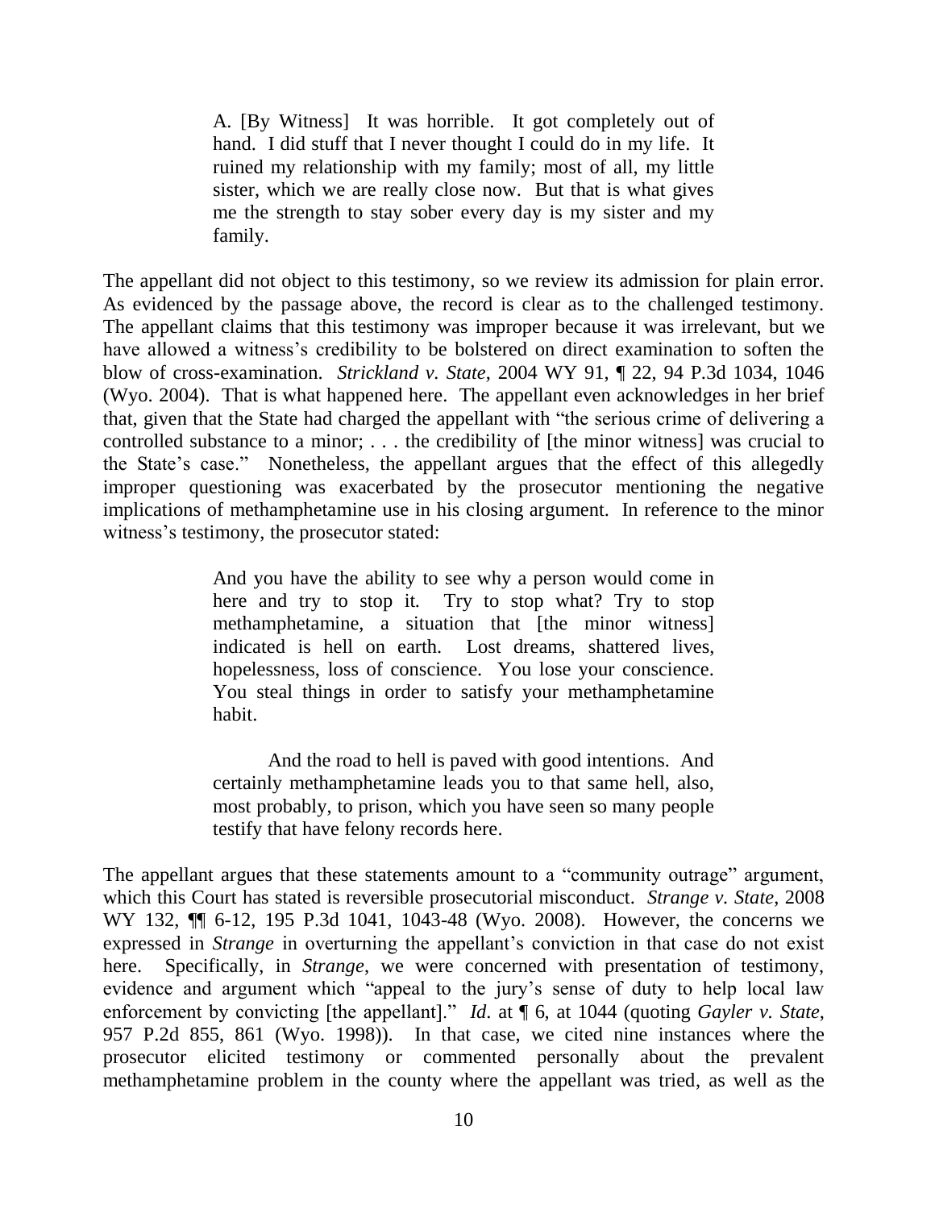> A. [By Witness] It was horrible. It got completely out of hand. I did stuff that I never thought I could do in my life. It ruined my relationship with my family; most of all, my little sister, which we are really close now. But that is what gives me the strength to stay sober every day is my sister and my family.

The appellant did not object to this testimony, so we review its admission for plain error. As evidenced by the passage above, the record is clear as to the challenged testimony. The appellant claims that this testimony was improper because it was irrelevant, but we have allowed a witness's credibility to be bolstered on direct examination to soften the blow of cross-examination. *Strickland v. State*, 2004 WY 91, ¶ 22, 94 P.3d 1034, 1046 (Wyo. 2004). That is what happened here. The appellant even acknowledges in her brief that, given that the State had charged the appellant with "the serious crime of delivering a controlled substance to a minor; . . . the credibility of [the minor witness] was crucial to the State's case." Nonetheless, the appellant argues that the effect of this allegedly improper questioning was exacerbated by the prosecutor mentioning the negative implications of methamphetamine use in his closing argument. In reference to the minor witness's testimony, the prosecutor stated:

> And you have the ability to see why a person would come in here and try to stop it. Try to stop what? Try to stop methamphetamine, a situation that [the minor witness] indicated is hell on earth. Lost dreams, shattered lives, hopelessness, loss of conscience. You lose your conscience. You steal things in order to satisfy your methamphetamine habit.
>
> And the road to hell is paved with good intentions. And certainly methamphetamine leads you to that same hell, also, most probably, to prison, which you have seen so many people testify that have felony records here.

The appellant argues that these statements amount to a "community outrage" argument, which this Court has stated is reversible prosecutorial misconduct. *Strange v. State*, 2008 WY 132, ¶¶ 6-12, 195 P.3d 1041, 1043-48 (Wyo. 2008). However, the concerns we expressed in *Strange* in overturning the appellant's conviction in that case do not exist here. Specifically, in *Strange*, we were concerned with presentation of testimony, evidence and argument which "appeal to the jury's sense of duty to help local law enforcement by convicting [the appellant]." *Id.* at ¶ 6, at 1044 (quoting *Gayler v. State*, 957 P.2d 855, 861 (Wyo. 1998)). In that case, we cited nine instances where the prosecutor elicited testimony or commented personally about the prevalent methamphetamine problem in the county where the appellant was tried, as well as the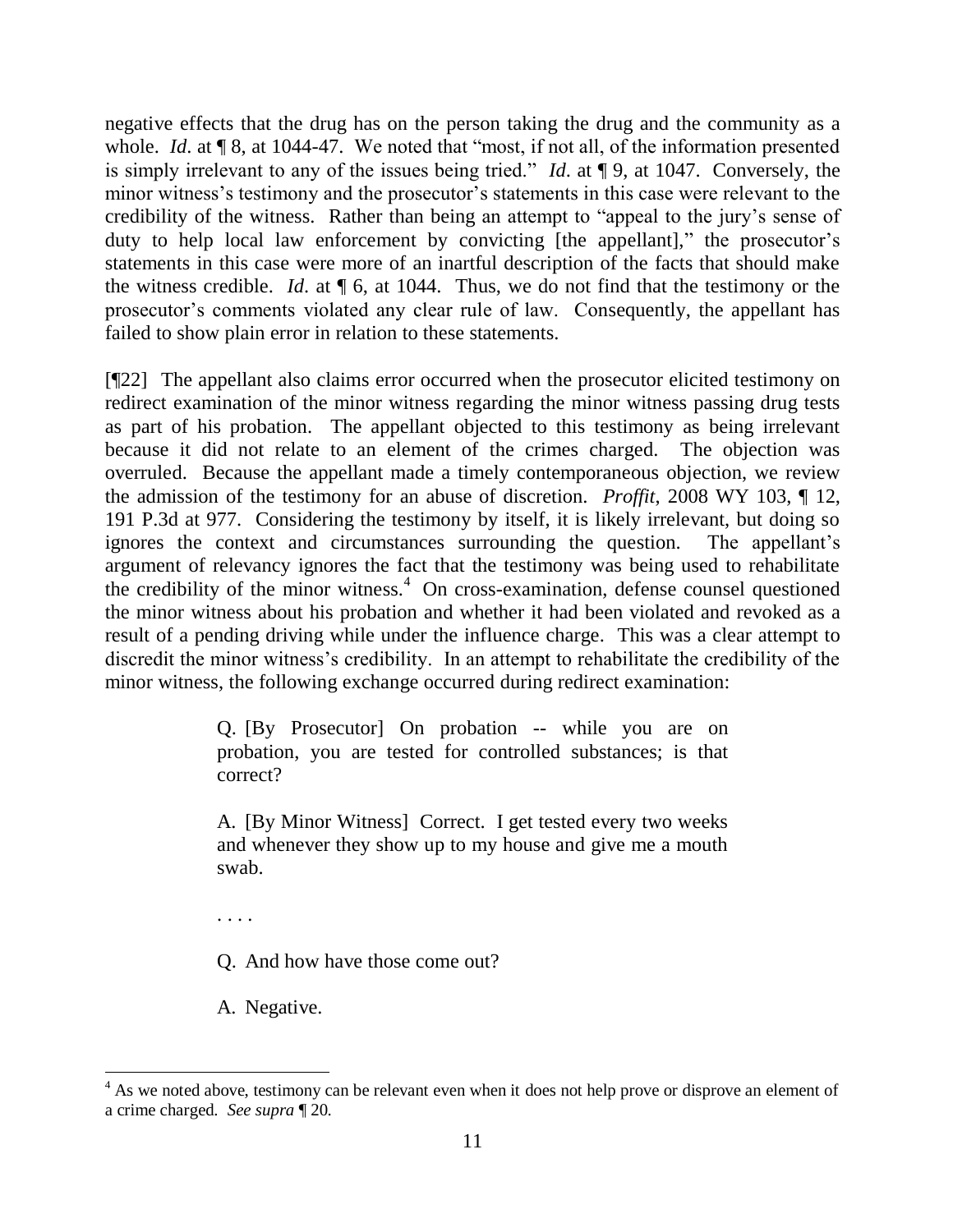negative effects that the drug has on the person taking the drug and the community as a whole. *Id*. at ¶ 8, at 1044-47. We noted that "most, if not all, of the information presented is simply irrelevant to any of the issues being tried." *Id*. at ¶ 9, at 1047. Conversely, the minor witness's testimony and the prosecutor's statements in this case were relevant to the credibility of the witness. Rather than being an attempt to "appeal to the jury's sense of duty to help local law enforcement by convicting [the appellant]," the prosecutor's statements in this case were more of an inartful description of the facts that should make the witness credible. *Id*. at ¶ 6, at 1044. Thus, we do not find that the testimony or the prosecutor's comments violated any clear rule of law. Consequently, the appellant has failed to show plain error in relation to these statements.

[¶22] The appellant also claims error occurred when the prosecutor elicited testimony on redirect examination of the minor witness regarding the minor witness passing drug tests as part of his probation. The appellant objected to this testimony as being irrelevant because it did not relate to an element of the crimes charged. The objection was overruled. Because the appellant made a timely contemporaneous objection, we review the admission of the testimony for an abuse of discretion. *Proffit*, 2008 WY 103, ¶ 12, 191 P.3d at 977. Considering the testimony by itself, it is likely irrelevant, but doing so ignores the context and circumstances surrounding the question. The appellant's argument of relevancy ignores the fact that the testimony was being used to rehabilitate the credibility of the minor witness.[4] On cross-examination, defense counsel questioned the minor witness about his probation and whether it had been violated and revoked as a result of a pending driving while under the influence charge. This was a clear attempt to discredit the minor witness's credibility. In an attempt to rehabilitate the credibility of the minor witness, the following exchange occurred during redirect examination:

> Q. [By Prosecutor] On probation -- while you are on probation, you are tested for controlled substances; is that correct?
>
> A. [By Minor Witness] Correct. I get tested every two weeks and whenever they show up to my house and give me a mouth swab.
>
> . . . .
>
> Q. And how have those come out?
>
> A. Negative.

[4] As we noted above, testimony can be relevant even when it does not help prove or disprove an element of a crime charged. *See supra* ¶ 20.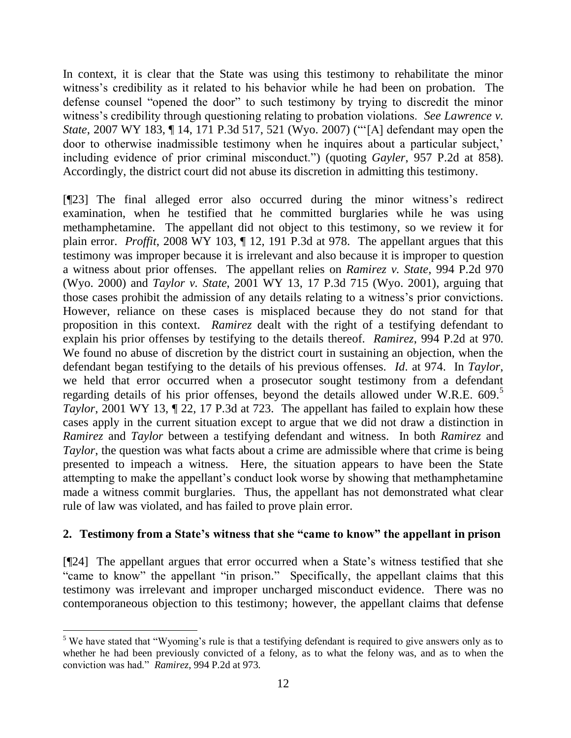In context, it is clear that the State was using this testimony to rehabilitate the minor witness's credibility as it related to his behavior while he had been on probation. The defense counsel "opened the door" to such testimony by trying to discredit the minor witness's credibility through questioning relating to probation violations. *See Lawrence v. State*, 2007 WY 183, ¶ 14, 171 P.3d 517, 521 (Wyo. 2007) ("'[A] defendant may open the door to otherwise inadmissible testimony when he inquires about a particular subject,' including evidence of prior criminal misconduct.") (quoting *Gayler*, 957 P.2d at 858). Accordingly, the district court did not abuse its discretion in admitting this testimony.

[¶23] The final alleged error also occurred during the minor witness's redirect examination, when he testified that he committed burglaries while he was using methamphetamine. The appellant did not object to this testimony, so we review it for plain error. *Proffit*, 2008 WY 103, ¶ 12, 191 P.3d at 978. The appellant argues that this testimony was improper because it is irrelevant and also because it is improper to question a witness about prior offenses. The appellant relies on *Ramirez v. State*, 994 P.2d 970 (Wyo. 2000) and *Taylor v. State*, 2001 WY 13, 17 P.3d 715 (Wyo. 2001), arguing that those cases prohibit the admission of any details relating to a witness's prior convictions. However, reliance on these cases is misplaced because they do not stand for that proposition in this context. *Ramirez* dealt with the right of a testifying defendant to explain his prior offenses by testifying to the details thereof. *Ramirez*, 994 P.2d at 970. We found no abuse of discretion by the district court in sustaining an objection, when the defendant began testifying to the details of his previous offenses. *Id*. at 974. In *Taylor*, we held that error occurred when a prosecutor sought testimony from a defendant regarding details of his prior offenses, beyond the details allowed under W.R.E. 609.[5] *Taylor*, 2001 WY 13, ¶ 22, 17 P.3d at 723. The appellant has failed to explain how these cases apply in the current situation except to argue that we did not draw a distinction in *Ramirez* and *Taylor* between a testifying defendant and witness. In both *Ramirez* and *Taylor*, the question was what facts about a crime are admissible where that crime is being presented to impeach a witness. Here, the situation appears to have been the State attempting to make the appellant's conduct look worse by showing that methamphetamine made a witness commit burglaries. Thus, the appellant has not demonstrated what clear rule of law was violated, and has failed to prove plain error.

## 2. Testimony from a State's witness that she "came to know" the appellant in prison

[¶24] The appellant argues that error occurred when a State's witness testified that she "came to know" the appellant "in prison." Specifically, the appellant claims that this testimony was irrelevant and improper uncharged misconduct evidence. There was no contemporaneous objection to this testimony; however, the appellant claims that defense

---

[5] We have stated that "Wyoming's rule is that a testifying defendant is required to give answers only as to whether he had been previously convicted of a felony, as to what the felony was, and as to when the conviction was had." *Ramirez*, 994 P.2d at 973.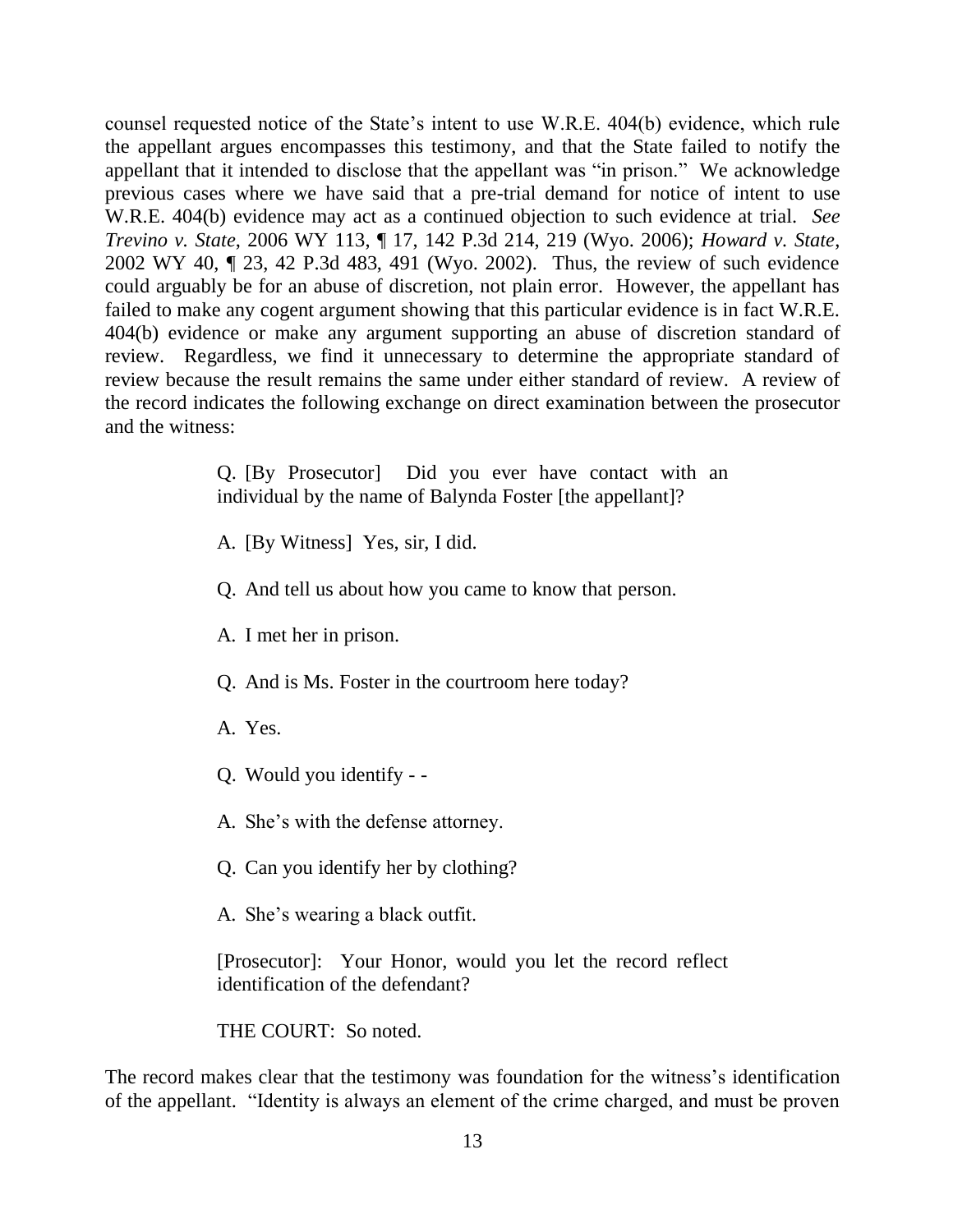counsel requested notice of the State's intent to use W.R.E. 404(b) evidence, which rule the appellant argues encompasses this testimony, and that the State failed to notify the appellant that it intended to disclose that the appellant was "in prison." We acknowledge previous cases where we have said that a pre-trial demand for notice of intent to use W.R.E. 404(b) evidence may act as a continued objection to such evidence at trial. *See Trevino v. State*, 2006 WY 113, ¶ 17, 142 P.3d 214, 219 (Wyo. 2006); *Howard v. State*, 2002 WY 40, ¶ 23, 42 P.3d 483, 491 (Wyo. 2002). Thus, the review of such evidence could arguably be for an abuse of discretion, not plain error. However, the appellant has failed to make any cogent argument showing that this particular evidence is in fact W.R.E. 404(b) evidence or make any argument supporting an abuse of discretion standard of review. Regardless, we find it unnecessary to determine the appropriate standard of review because the result remains the same under either standard of review. A review of the record indicates the following exchange on direct examination between the prosecutor and the witness:

> Q. [By Prosecutor] Did you ever have contact with an individual by the name of Balynda Foster [the appellant]?
>
> A. [By Witness] Yes, sir, I did.
>
> Q. And tell us about how you came to know that person.
>
> A. I met her in prison.
>
> Q. And is Ms. Foster in the courtroom here today?
>
> A. Yes.
>
> Q. Would you identify - -
>
> A. She's with the defense attorney.
>
> Q. Can you identify her by clothing?
>
> A. She's wearing a black outfit.
>
> [Prosecutor]: Your Honor, would you let the record reflect identification of the defendant?
>
> THE COURT: So noted.

The record makes clear that the testimony was foundation for the witness's identification of the appellant. "Identity is always an element of the crime charged, and must be proven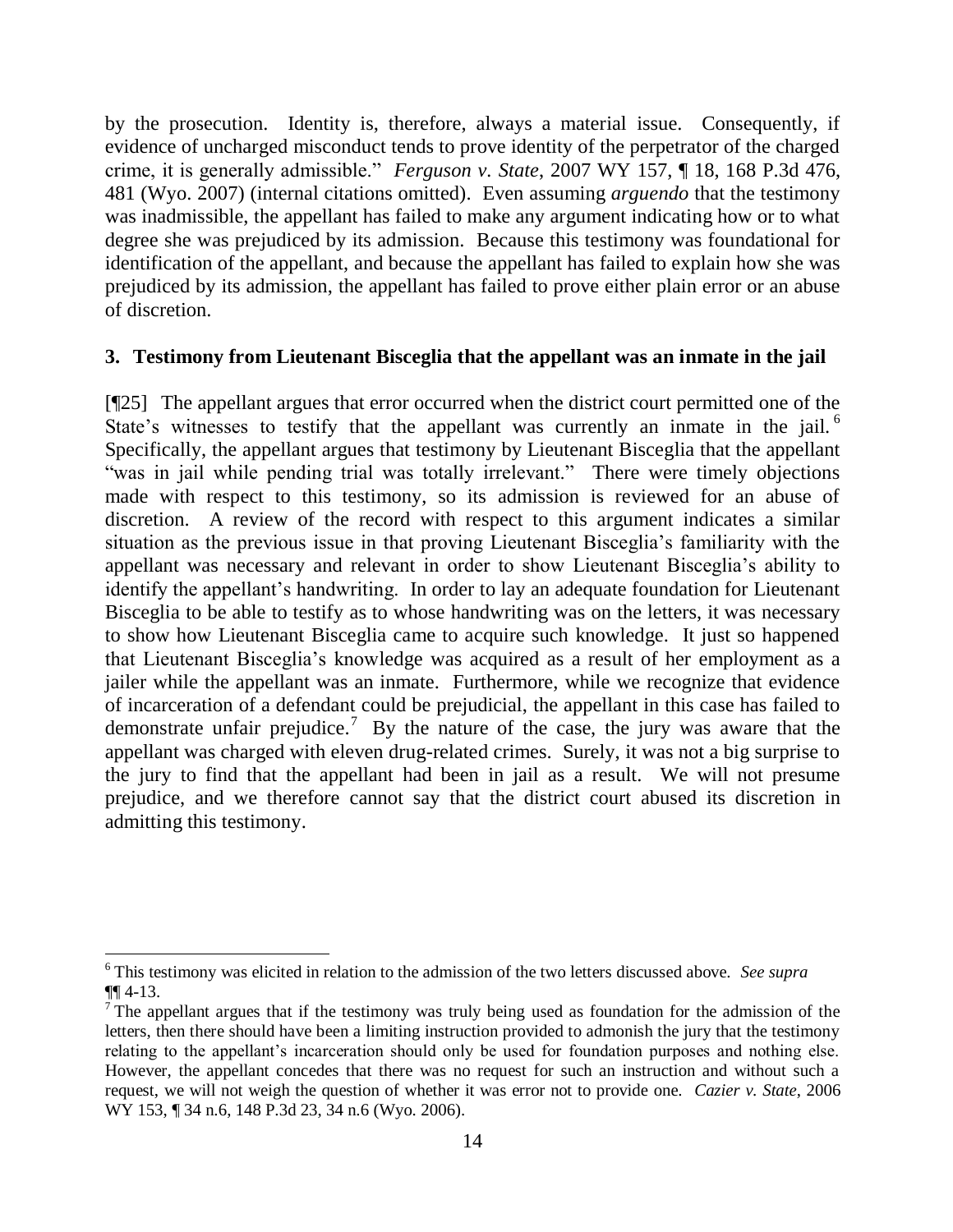by the prosecution. Identity is, therefore, always a material issue. Consequently, if evidence of uncharged misconduct tends to prove identity of the perpetrator of the charged crime, it is generally admissible." *Ferguson v. State*, 2007 WY 157, ¶ 18, 168 P.3d 476, 481 (Wyo. 2007) (internal citations omitted). Even assuming *arguendo* that the testimony was inadmissible, the appellant has failed to make any argument indicating how or to what degree she was prejudiced by its admission. Because this testimony was foundational for identification of the appellant, and because the appellant has failed to explain how she was prejudiced by its admission, the appellant has failed to prove either plain error or an abuse of discretion.

### 3. Testimony from Lieutenant Bisceglia that the appellant was an inmate in the jail

[¶25] The appellant argues that error occurred when the district court permitted one of the State's witnesses to testify that the appellant was currently an inmate in the jail.[6] Specifically, the appellant argues that testimony by Lieutenant Bisceglia that the appellant "was in jail while pending trial was totally irrelevant." There were timely objections made with respect to this testimony, so its admission is reviewed for an abuse of discretion. A review of the record with respect to this argument indicates a similar situation as the previous issue in that proving Lieutenant Bisceglia's familiarity with the appellant was necessary and relevant in order to show Lieutenant Bisceglia's ability to identify the appellant's handwriting. In order to lay an adequate foundation for Lieutenant Bisceglia to be able to testify as to whose handwriting was on the letters, it was necessary to show how Lieutenant Bisceglia came to acquire such knowledge. It just so happened that Lieutenant Bisceglia's knowledge was acquired as a result of her employment as a jailer while the appellant was an inmate. Furthermore, while we recognize that evidence of incarceration of a defendant could be prejudicial, the appellant in this case has failed to demonstrate unfair prejudice.[7] By the nature of the case, the jury was aware that the appellant was charged with eleven drug-related crimes. Surely, it was not a big surprise to the jury to find that the appellant had been in jail as a result. We will not presume prejudice, and we therefore cannot say that the district court abused its discretion in admitting this testimony.

---

[6] This testimony was elicited in relation to the admission of the two letters discussed above. *See supra* ¶¶ 4-13.

[7] The appellant argues that if the testimony was truly being used as foundation for the admission of the letters, then there should have been a limiting instruction provided to admonish the jury that the testimony relating to the appellant's incarceration should only be used for foundation purposes and nothing else. However, the appellant concedes that there was no request for such an instruction and without such a request, we will not weigh the question of whether it was error not to provide one. *Cazier v. State*, 2006 WY 153, ¶ 34 n.6, 148 P.3d 23, 34 n.6 (Wyo. 2006).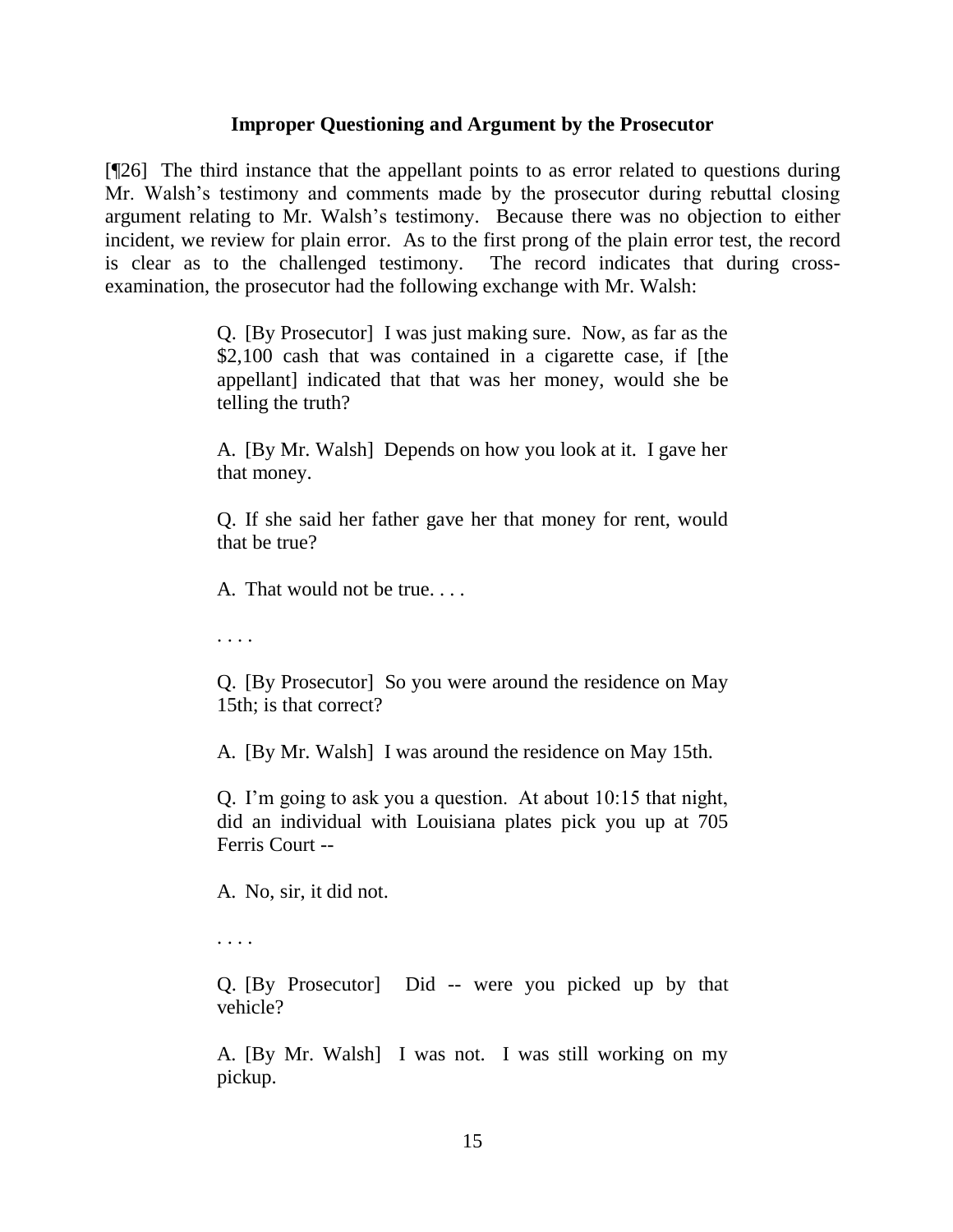### Improper Questioning and Argument by the Prosecutor

[¶26] The third instance that the appellant points to as error related to questions during Mr. Walsh's testimony and comments made by the prosecutor during rebuttal closing argument relating to Mr. Walsh's testimony. Because there was no objection to either incident, we review for plain error. As to the first prong of the plain error test, the record is clear as to the challenged testimony. The record indicates that during cross-examination, the prosecutor had the following exchange with Mr. Walsh:

> Q. [By Prosecutor] I was just making sure. Now, as far as the $2,100 cash that was contained in a cigarette case, if [the appellant] indicated that that was her money, would she be telling the truth?
>
> A. [By Mr. Walsh] Depends on how you look at it. I gave her that money.
>
> Q. If she said her father gave her that money for rent, would that be true?
>
> A. That would not be true. . . .
>
> . . . .
>
> Q. [By Prosecutor] So you were around the residence on May 15th; is that correct?
>
> A. [By Mr. Walsh] I was around the residence on May 15th.
>
> Q. I'm going to ask you a question. At about 10:15 that night, did an individual with Louisiana plates pick you up at 705 Ferris Court --
>
> A. No, sir, it did not.
>
> . . . .
>
> Q. [By Prosecutor] Did -- were you picked up by that vehicle?
>
> A. [By Mr. Walsh] I was not. I was still working on my pickup.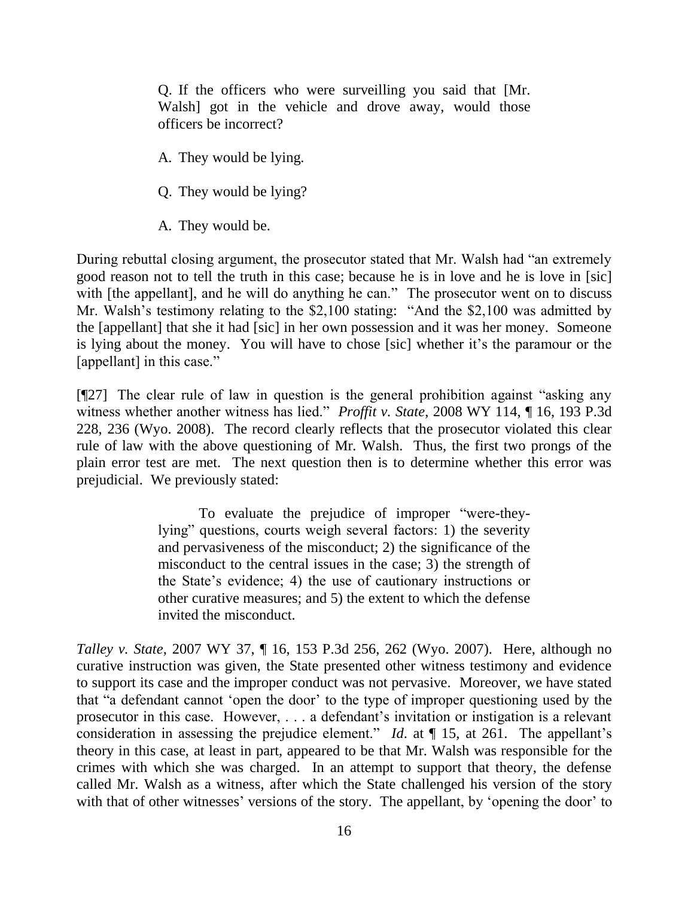> Q. If the officers who were surveilling you said that [Mr. Walsh] got in the vehicle and drove away, would those officers be incorrect?
>
> A. They would be lying.
>
> Q. They would be lying?
>
> A. They would be.

During rebuttal closing argument, the prosecutor stated that Mr. Walsh had "an extremely good reason not to tell the truth in this case; because he is in love and he is love in [sic] with [the appellant], and he will do anything he can." The prosecutor went on to discuss Mr. Walsh's testimony relating to the $2,100 stating: "And the $2,100 was admitted by the [appellant] that she it had [sic] in her own possession and it was her money. Someone is lying about the money. You will have to chose [sic] whether it's the paramour or the [appellant] in this case."

[¶27] The clear rule of law in question is the general prohibition against "asking any witness whether another witness has lied." *Proffit v. State*, 2008 WY 114, ¶ 16, 193 P.3d 228, 236 (Wyo. 2008). The record clearly reflects that the prosecutor violated this clear rule of law with the above questioning of Mr. Walsh. Thus, the first two prongs of the plain error test are met. The next question then is to determine whether this error was prejudicial. We previously stated:

> To evaluate the prejudice of improper "were-they-lying" questions, courts weigh several factors: 1) the severity and pervasiveness of the misconduct; 2) the significance of the misconduct to the central issues in the case; 3) the strength of the State's evidence; 4) the use of cautionary instructions or other curative measures; and 5) the extent to which the defense invited the misconduct.

*Talley v. State*, 2007 WY 37, ¶ 16, 153 P.3d 256, 262 (Wyo. 2007). Here, although no curative instruction was given, the State presented other witness testimony and evidence to support its case and the improper conduct was not pervasive. Moreover, we have stated that "a defendant cannot 'open the door' to the type of improper questioning used by the prosecutor in this case. However, . . . a defendant's invitation or instigation is a relevant consideration in assessing the prejudice element." *Id.* at ¶ 15, at 261. The appellant's theory in this case, at least in part, appeared to be that Mr. Walsh was responsible for the crimes with which she was charged. In an attempt to support that theory, the defense called Mr. Walsh as a witness, after which the State challenged his version of the story with that of other witnesses' versions of the story. The appellant, by 'opening the door' to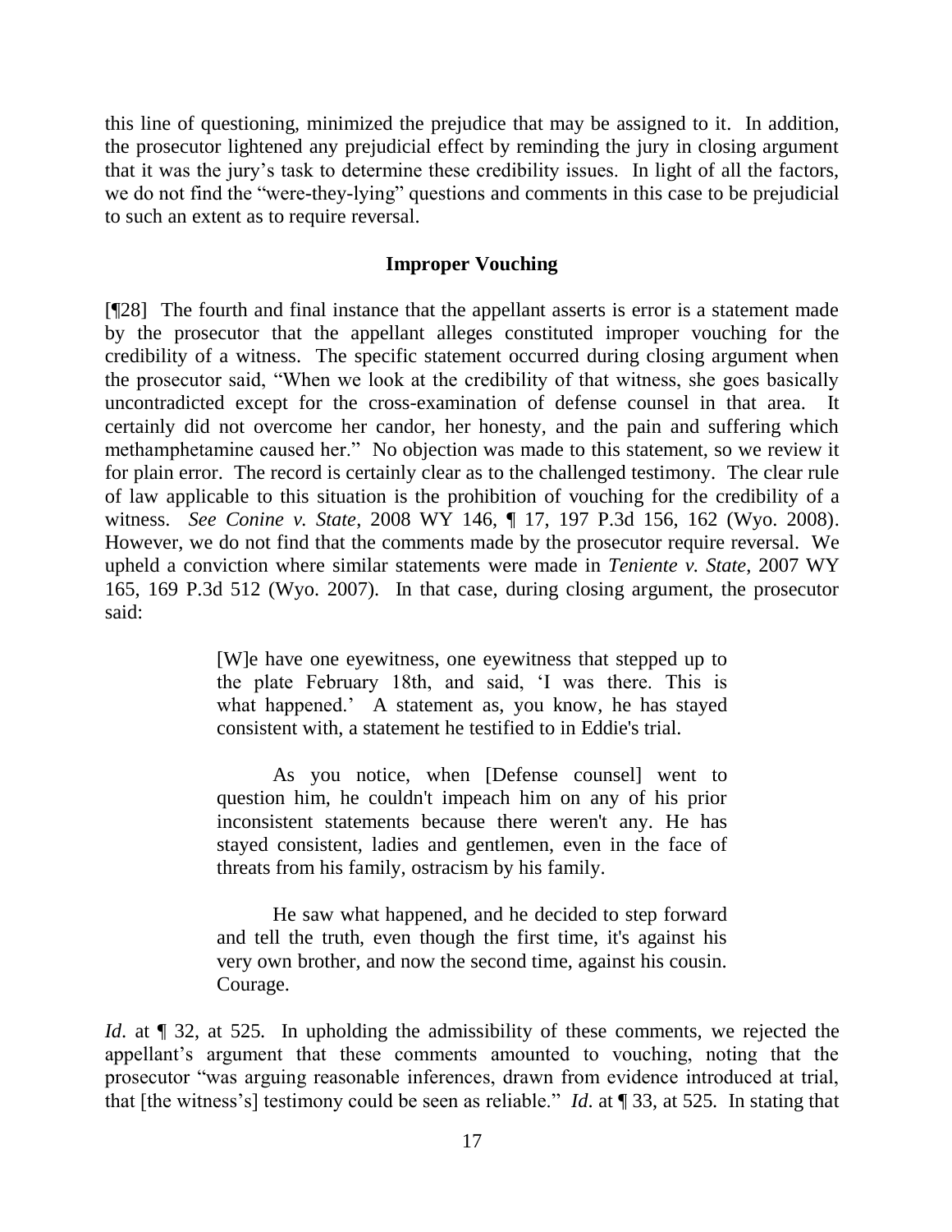this line of questioning, minimized the prejudice that may be assigned to it. In addition, the prosecutor lightened any prejudicial effect by reminding the jury in closing argument that it was the jury's task to determine these credibility issues. In light of all the factors, we do not find the "were-they-lying" questions and comments in this case to be prejudicial to such an extent as to require reversal.

## Improper Vouching

[¶28] The fourth and final instance that the appellant asserts is error is a statement made by the prosecutor that the appellant alleges constituted improper vouching for the credibility of a witness. The specific statement occurred during closing argument when the prosecutor said, "When we look at the credibility of that witness, she goes basically uncontradicted except for the cross-examination of defense counsel in that area. It certainly did not overcome her candor, her honesty, and the pain and suffering which methamphetamine caused her." No objection was made to this statement, so we review it for plain error. The record is certainly clear as to the challenged testimony. The clear rule of law applicable to this situation is the prohibition of vouching for the credibility of a witness. *See Conine v. State*, 2008 WY 146, ¶ 17, 197 P.3d 156, 162 (Wyo. 2008). However, we do not find that the comments made by the prosecutor require reversal. We upheld a conviction where similar statements were made in *Teniente v. State*, 2007 WY 165, 169 P.3d 512 (Wyo. 2007). In that case, during closing argument, the prosecutor said:

> [W]e have one eyewitness, one eyewitness that stepped up to the plate February 18th, and said, 'I was there. This is what happened.' A statement as, you know, he has stayed consistent with, a statement he testified to in Eddie's trial.
>
> As you notice, when [Defense counsel] went to question him, he couldn't impeach him on any of his prior inconsistent statements because there weren't any. He has stayed consistent, ladies and gentlemen, even in the face of threats from his family, ostracism by his family.
>
> He saw what happened, and he decided to step forward and tell the truth, even though the first time, it's against his very own brother, and now the second time, against his cousin. Courage.

*Id*. at ¶ 32, at 525. In upholding the admissibility of these comments, we rejected the appellant's argument that these comments amounted to vouching, noting that the prosecutor "was arguing reasonable inferences, drawn from evidence introduced at trial, that [the witness's] testimony could be seen as reliable." *Id*. at ¶ 33, at 525. In stating that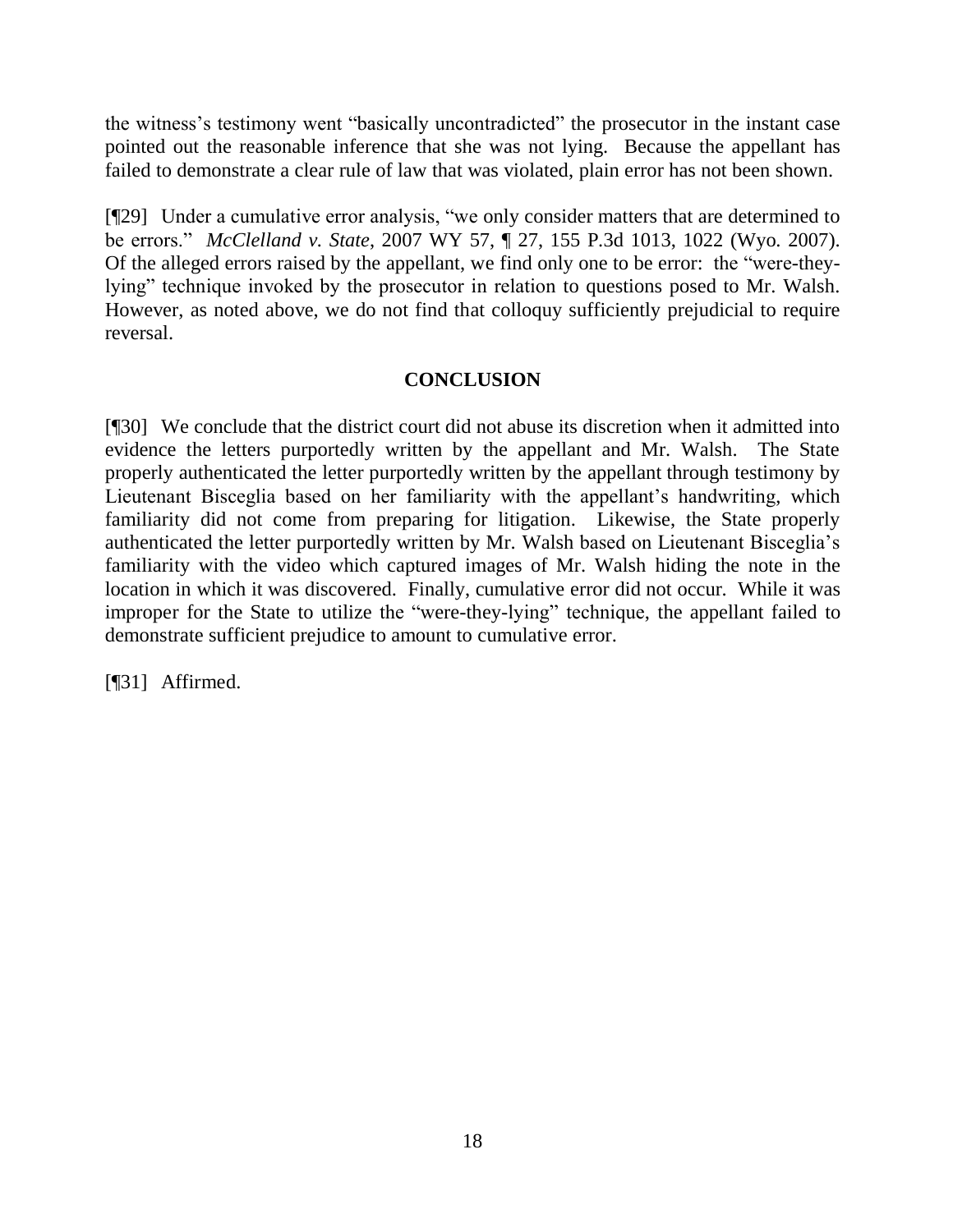the witness's testimony went "basically uncontradicted" the prosecutor in the instant case pointed out the reasonable inference that she was not lying. Because the appellant has failed to demonstrate a clear rule of law that was violated, plain error has not been shown.

[¶29] Under a cumulative error analysis, "we only consider matters that are determined to be errors." *McClelland v. State*, 2007 WY 57, ¶ 27, 155 P.3d 1013, 1022 (Wyo. 2007). Of the alleged errors raised by the appellant, we find only one to be error: the "were-they-lying" technique invoked by the prosecutor in relation to questions posed to Mr. Walsh. However, as noted above, we do not find that colloquy sufficiently prejudicial to require reversal.

## CONCLUSION

[¶30] We conclude that the district court did not abuse its discretion when it admitted into evidence the letters purportedly written by the appellant and Mr. Walsh. The State properly authenticated the letter purportedly written by the appellant through testimony by Lieutenant Bisceglia based on her familiarity with the appellant's handwriting, which familiarity did not come from preparing for litigation. Likewise, the State properly authenticated the letter purportedly written by Mr. Walsh based on Lieutenant Bisceglia's familiarity with the video which captured images of Mr. Walsh hiding the note in the location in which it was discovered. Finally, cumulative error did not occur. While it was improper for the State to utilize the "were-they-lying" technique, the appellant failed to demonstrate sufficient prejudice to amount to cumulative error.

[¶31] Affirmed.